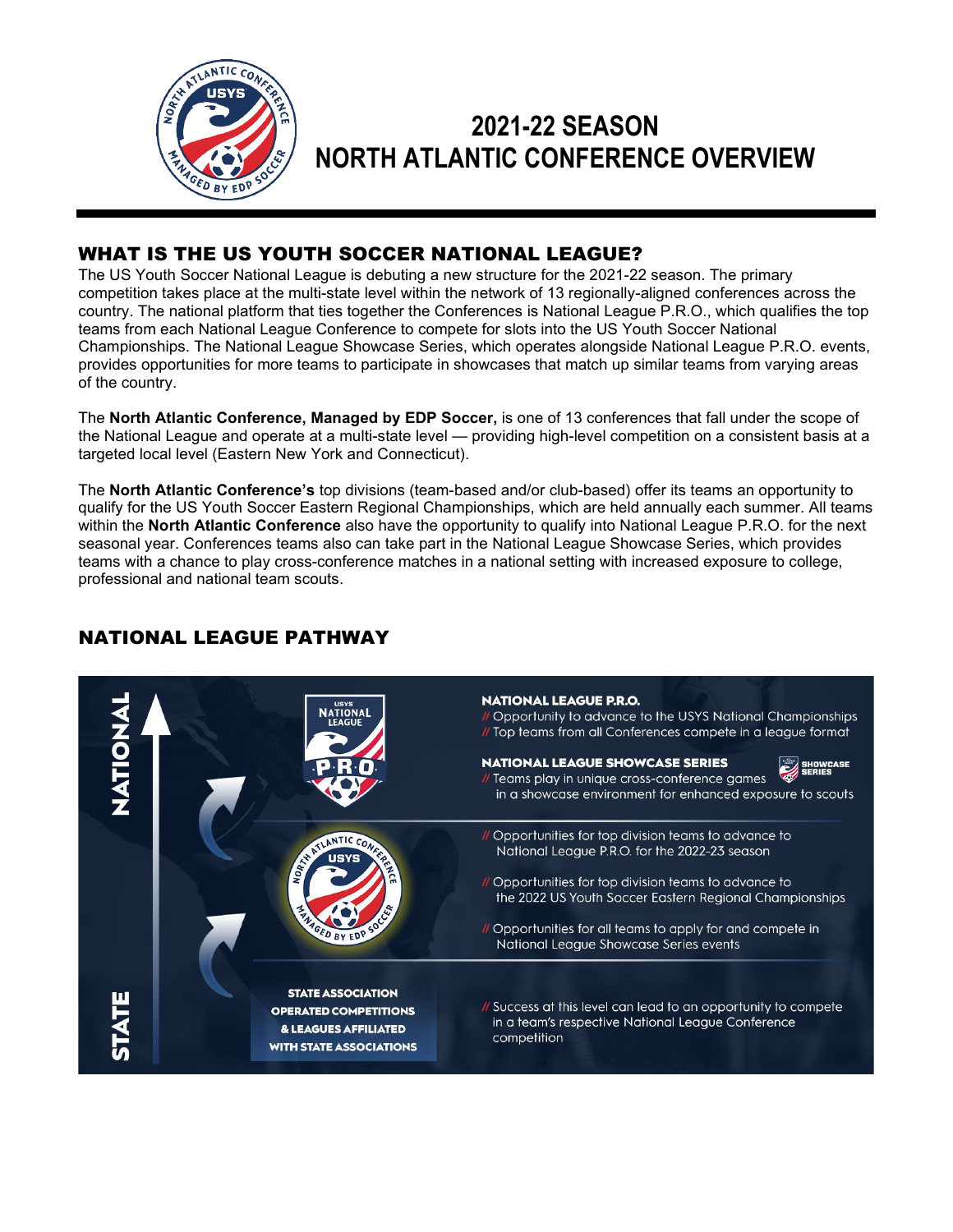# 2021-22 SEASON NORTH ATLANTIC CONFERENCE OVERVIEW

## WHAT IS THE US YOUTH SOCCER NATIONAL LEAGUE?

The US Youth Soccer National League is debuting a new structure for the 2021-22 season. The primary competition takes place at the multi-state level within the network of 13 regionally-aligned conferences across the country. The national platform that ties together the Conferences is National League P.R.O., which qualifies the top teams from each National League Conference to compete for slots into the US Youth Soccer National Championships. The National League Showcase Series, which operates alongside National League P.R.O. events, provides opportunities for more teams to participate in showcases that match up similar teams from varying areas of the country.

The **North Atlantic Conference, Managed by EDP Soccer,** is one of 13 conferences that fall under the scope of the National League and operate at a multi-state level — providing high-level competition on a consistent basis at a targeted local level (Eastern New York and Connecticut).

The **North Atlantic Conference's** top divisions (team-based and/or club-based) offer its teams an opportunity to qualify for the US Youth Soccer Eastern Regional Championships, which are held annually each summer. All teams within the **North Atlantic Conference** also have the opportunity to qualify into National League P.R.O. for the next seasonal year. Conferences teams also can take part in the National League Showcase Series, which provides teams with a chance to play cross-conference matches in a national setting with increased exposure to college, professional and national team scouts.

## NATIONAL LEAGUE PATHWAY

NATIONAL

**NATIONAL LEAGUE P.R.O.**
// Opportunity to advance to the USYS National Championships
// Top teams from all Conferences compete in a league format

**NATIONAL LEAGUE SHOWCASE SERIES**
// Teams play in unique cross-conference games in a showcase environment for enhanced exposure to scouts

// Opportunities for top division teams to advance to National League P.R.O. for the 2022-23 season
// Opportunities for top division teams to advance to the 2022 US Youth Soccer Eastern Regional Championships
// Opportunities for all teams to apply for and compete in National League Showcase Series events

STATE

**STATE ASSOCIATION OPERATED COMPETITIONS & LEAGUES AFFILIATED WITH STATE ASSOCIATIONS**

// Success at this level can lead to an opportunity to compete in a team's respective National League Conference competition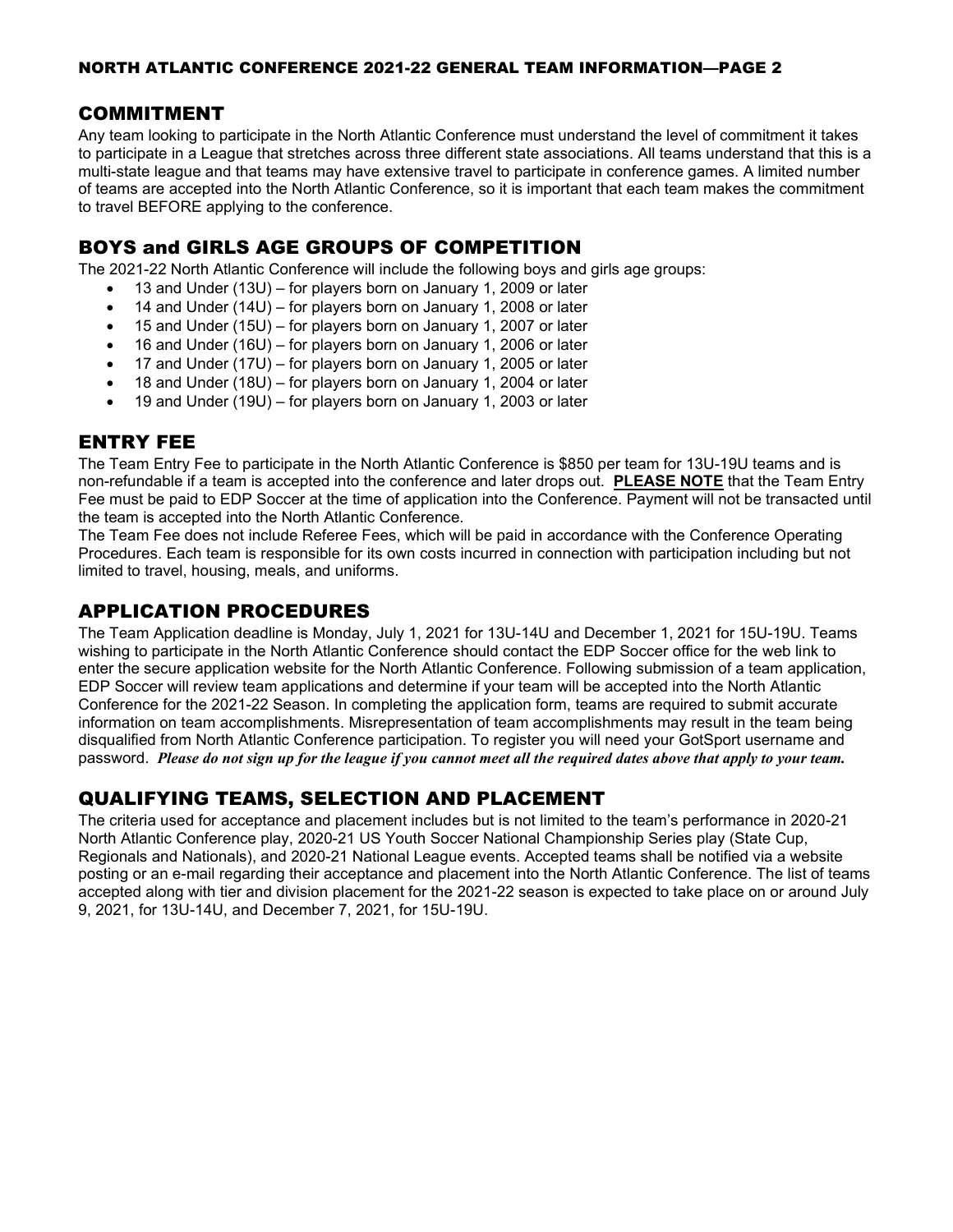## COMMITMENT

Any team looking to participate in the North Atlantic Conference must understand the level of commitment it takes to participate in a League that stretches across three different state associations. All teams understand that this is a multi-state league and that teams may have extensive travel to participate in conference games. A limited number of teams are accepted into the North Atlantic Conference, so it is important that each team makes the commitment to travel BEFORE applying to the conference.

## BOYS and GIRLS AGE GROUPS OF COMPETITION

The 2021-22 North Atlantic Conference will include the following boys and girls age groups:

- 13 and Under (13U) – for players born on January 1, 2009 or later
- 14 and Under (14U) – for players born on January 1, 2008 or later
- 15 and Under (15U) – for players born on January 1, 2007 or later
- 16 and Under (16U) – for players born on January 1, 2006 or later
- 17 and Under (17U) – for players born on January 1, 2005 or later
- 18 and Under (18U) – for players born on January 1, 2004 or later
- 19 and Under (19U) – for players born on January 1, 2003 or later

## ENTRY FEE

The Team Entry Fee to participate in the North Atlantic Conference is $850 per team for 13U-19U teams and is non-refundable if a team is accepted into the conference and later drops out. **PLEASE NOTE** that the Team Entry Fee must be paid to EDP Soccer at the time of application into the Conference. Payment will not be transacted until the team is accepted into the North Atlantic Conference.

The Team Fee does not include Referee Fees, which will be paid in accordance with the Conference Operating Procedures. Each team is responsible for its own costs incurred in connection with participation including but not limited to travel, housing, meals, and uniforms.

## APPLICATION PROCEDURES

The Team Application deadline is Monday, July 1, 2021 for 13U-14U and December 1, 2021 for 15U-19U. Teams wishing to participate in the North Atlantic Conference should contact the EDP Soccer office for the web link to enter the secure application website for the North Atlantic Conference. Following submission of a team application, EDP Soccer will review team applications and determine if your team will be accepted into the North Atlantic Conference for the 2021-22 Season. In completing the application form, teams are required to submit accurate information on team accomplishments. Misrepresentation of team accomplishments may result in the team being disqualified from North Atlantic Conference participation. To register you will need your GotSport username and password. ***Please do not sign up for the league if you cannot meet all the required dates above that apply to your team.***

## QUALIFYING TEAMS, SELECTION AND PLACEMENT

The criteria used for acceptance and placement includes but is not limited to the team's performance in 2020-21 North Atlantic Conference play, 2020-21 US Youth Soccer National Championship Series play (State Cup, Regionals and Nationals), and 2020-21 National League events. Accepted teams shall be notified via a website posting or an e-mail regarding their acceptance and placement into the North Atlantic Conference. The list of teams accepted along with tier and division placement for the 2021-22 season is expected to take place on or around July 9, 2021, for 13U-14U, and December 7, 2021, for 15U-19U.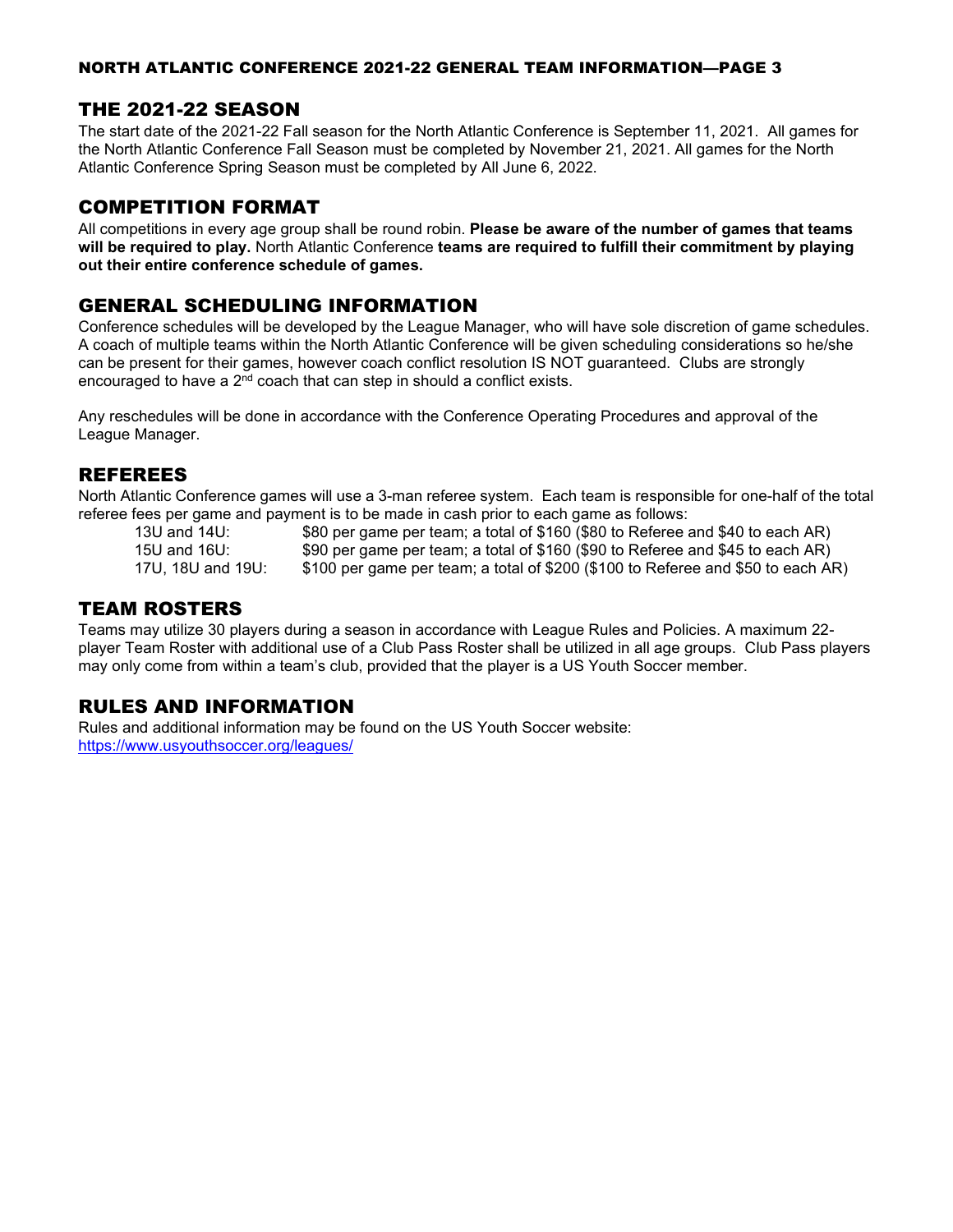## THE 2021-22 SEASON

The start date of the 2021-22 Fall season for the North Atlantic Conference is September 11, 2021. All games for the North Atlantic Conference Fall Season must be completed by November 21, 2021. All games for the North Atlantic Conference Spring Season must be completed by All June 6, 2022.

## COMPETITION FORMAT

All competitions in every age group shall be round robin. **Please be aware of the number of games that teams will be required to play.** North Atlantic Conference **teams are required to fulfill their commitment by playing out their entire conference schedule of games.**

## GENERAL SCHEDULING INFORMATION

Conference schedules will be developed by the League Manager, who will have sole discretion of game schedules. A coach of multiple teams within the North Atlantic Conference will be given scheduling considerations so he/she can be present for their games, however coach conflict resolution IS NOT guaranteed. Clubs are strongly encouraged to have a 2nd coach that can step in should a conflict exists.

Any reschedules will be done in accordance with the Conference Operating Procedures and approval of the League Manager.

## REFEREES

North Atlantic Conference games will use a 3-man referee system. Each team is responsible for one-half of the total referee fees per game and payment is to be made in cash prior to each game as follows:

| | |
|---|---|
| 13U and 14U: | $80 per game per team; a total of $160 ($80 to Referee and $40 to each AR) |
| 15U and 16U: | $90 per game per team; a total of $160 ($90 to Referee and $45 to each AR) |
| 17U, 18U and 19U: | $100 per game per team; a total of $200 ($100 to Referee and $50 to each AR) |

## TEAM ROSTERS

Teams may utilize 30 players during a season in accordance with League Rules and Policies. A maximum 22-player Team Roster with additional use of a Club Pass Roster shall be utilized in all age groups. Club Pass players may only come from within a team's club, provided that the player is a US Youth Soccer member.

## RULES AND INFORMATION

Rules and additional information may be found on the US Youth Soccer website:
https://www.usyouthsoccer.org/leagues/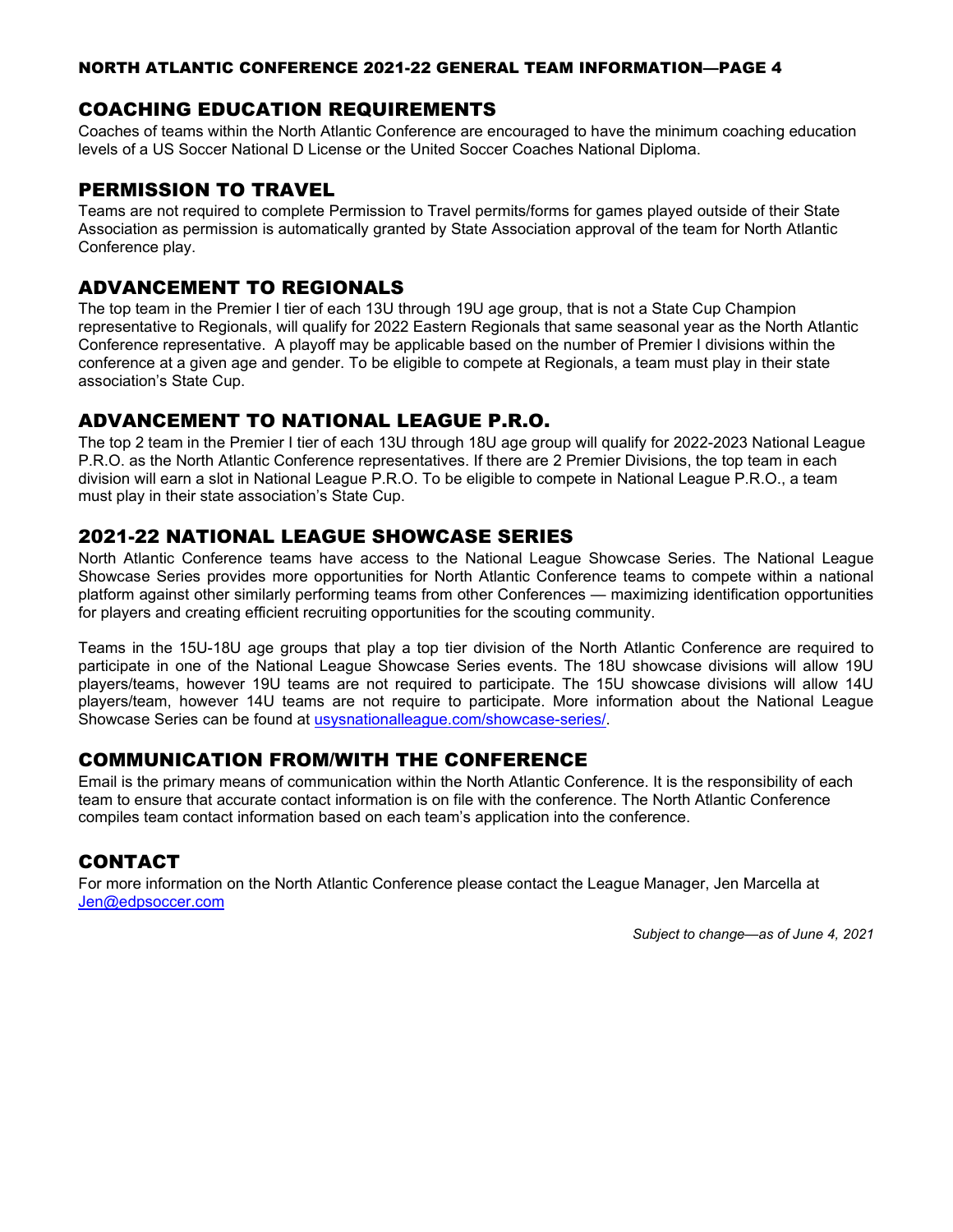## COACHING EDUCATION REQUIREMENTS

Coaches of teams within the North Atlantic Conference are encouraged to have the minimum coaching education levels of a US Soccer National D License or the United Soccer Coaches National Diploma.

## PERMISSION TO TRAVEL

Teams are not required to complete Permission to Travel permits/forms for games played outside of their State Association as permission is automatically granted by State Association approval of the team for North Atlantic Conference play.

## ADVANCEMENT TO REGIONALS

The top team in the Premier I tier of each 13U through 19U age group, that is not a State Cup Champion representative to Regionals, will qualify for 2022 Eastern Regionals that same seasonal year as the North Atlantic Conference representative. A playoff may be applicable based on the number of Premier I divisions within the conference at a given age and gender. To be eligible to compete at Regionals, a team must play in their state association's State Cup.

## ADVANCEMENT TO NATIONAL LEAGUE P.R.O.

The top 2 team in the Premier I tier of each 13U through 18U age group will qualify for 2022-2023 National League P.R.O. as the North Atlantic Conference representatives. If there are 2 Premier Divisions, the top team in each division will earn a slot in National League P.R.O. To be eligible to compete in National League P.R.O., a team must play in their state association's State Cup.

## 2021-22 NATIONAL LEAGUE SHOWCASE SERIES

North Atlantic Conference teams have access to the National League Showcase Series. The National League Showcase Series provides more opportunities for North Atlantic Conference teams to compete within a national platform against other similarly performing teams from other Conferences — maximizing identification opportunities for players and creating efficient recruiting opportunities for the scouting community.

Teams in the 15U-18U age groups that play a top tier division of the North Atlantic Conference are required to participate in one of the National League Showcase Series events. The 18U showcase divisions will allow 19U players/teams, however 19U teams are not required to participate. The 15U showcase divisions will allow 14U players/team, however 14U teams are not require to participate. More information about the National League Showcase Series can be found at usysnationalleague.com/showcase-series/.

## COMMUNICATION FROM/WITH THE CONFERENCE

Email is the primary means of communication within the North Atlantic Conference. It is the responsibility of each team to ensure that accurate contact information is on file with the conference. The North Atlantic Conference compiles team contact information based on each team's application into the conference.

## CONTACT

For more information on the North Atlantic Conference please contact the League Manager, Jen Marcella at Jen@edpsoccer.com

*Subject to change—as of June 4, 2021*